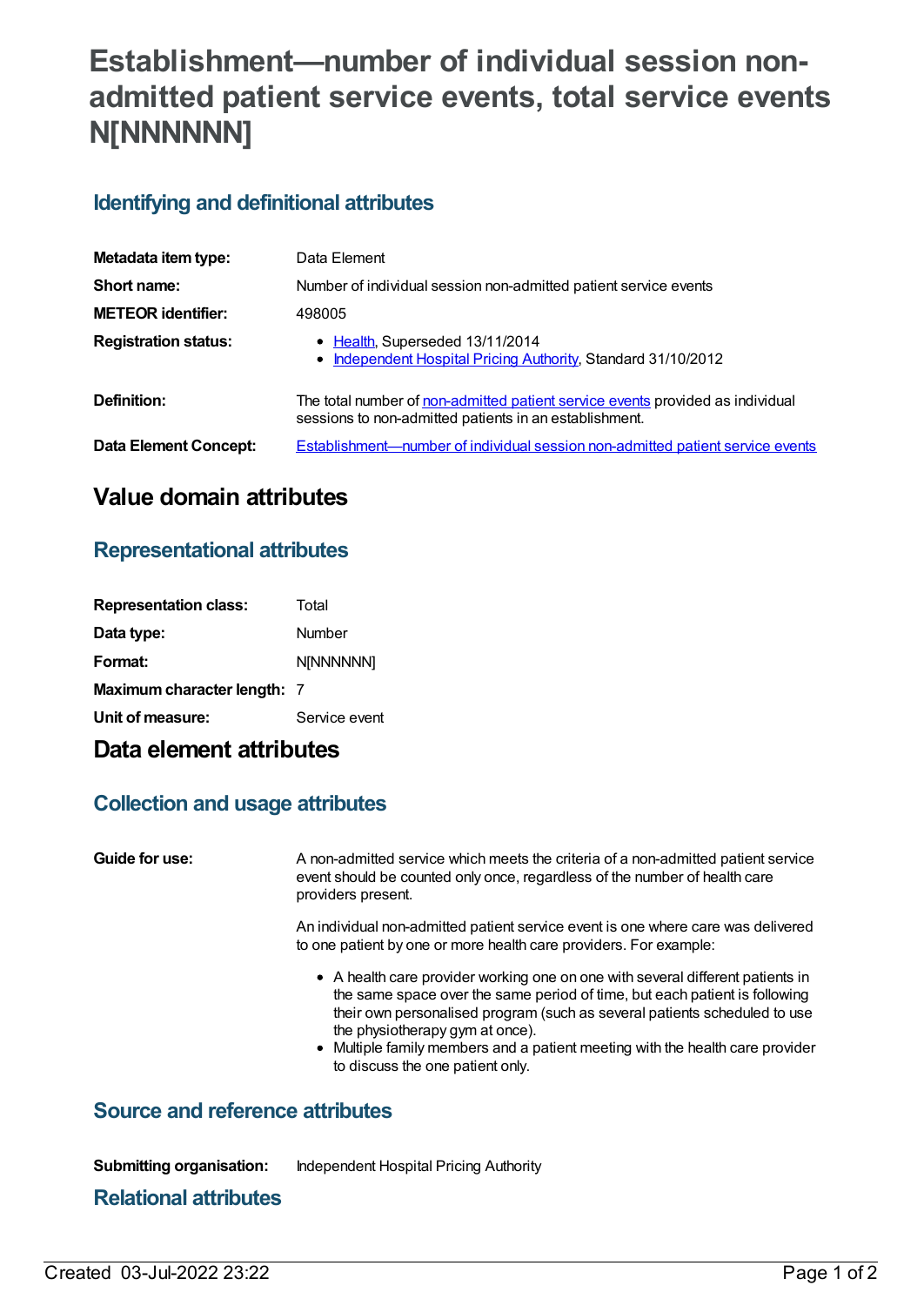# Establishment—number of individual session non-admitted patient service events, total service events N[NNNNNN]

## Identifying and definitional attributes

| | |
|---|---|
| **Metadata item type:** | Data Element |
| **Short name:** | Number of individual session non-admitted patient service events |
| **METEOR identifier:** | 498005 |
| **Registration status:** | • Health, Superseded 13/11/2014<br>• Independent Hospital Pricing Authority, Standard 31/10/2012 |
| **Definition:** | The total number of non-admitted patient service events provided as individual sessions to non-admitted patients in an establishment. |
| **Data Element Concept:** | Establishment—number of individual session non-admitted patient service events |

# Value domain attributes

## Representational attributes

| | |
|---|---|
| **Representation class:** | Total |
| **Data type:** | Number |
| **Format:** | N[NNNNNN] |
| **Maximum character length:** | 7 |
| **Unit of measure:** | Service event |

# Data element attributes

## Collection and usage attributes

**Guide for use:**

A non-admitted service which meets the criteria of a non-admitted patient service event should be counted only once, regardless of the number of health care providers present.

An individual non-admitted patient service event is one where care was delivered to one patient by one or more health care providers. For example:

- A health care provider working one on one with several different patients in the same space over the same period of time, but each patient is following their own personalised program (such as several patients scheduled to use the physiotherapy gym at once).
- Multiple family members and a patient meeting with the health care provider to discuss the one patient only.

## Source and reference attributes

**Submitting organisation:** Independent Hospital Pricing Authority

## Relational attributes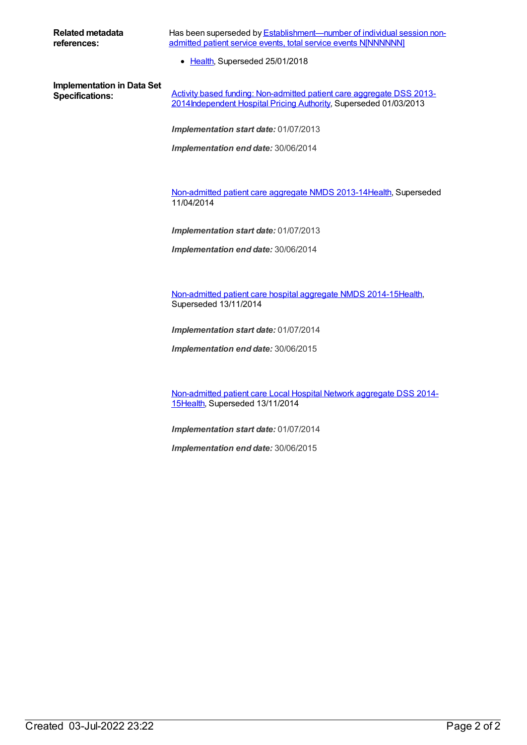**Related metadata references:**

Has been superseded by Establishment—number of individual session non-admitted patient service events, total service events N[NNNNNN]

- Health, Superseded 25/01/2018

**Implementation in Data Set Specifications:**

Activity based funding: Non-admitted patient care aggregate DSS 2013-2014Independent Hospital Pricing Authority, Superseded 01/03/2013

***Implementation start date:*** 01/07/2013

***Implementation end date:*** 30/06/2014

Non-admitted patient care aggregate NMDS 2013-14Health, Superseded 11/04/2014

***Implementation start date:*** 01/07/2013

***Implementation end date:*** 30/06/2014

Non-admitted patient care hospital aggregate NMDS 2014-15Health, Superseded 13/11/2014

***Implementation start date:*** 01/07/2014

***Implementation end date:*** 30/06/2015

Non-admitted patient care Local Hospital Network aggregate DSS 2014-15Health, Superseded 13/11/2014

***Implementation start date:*** 01/07/2014

***Implementation end date:*** 30/06/2015